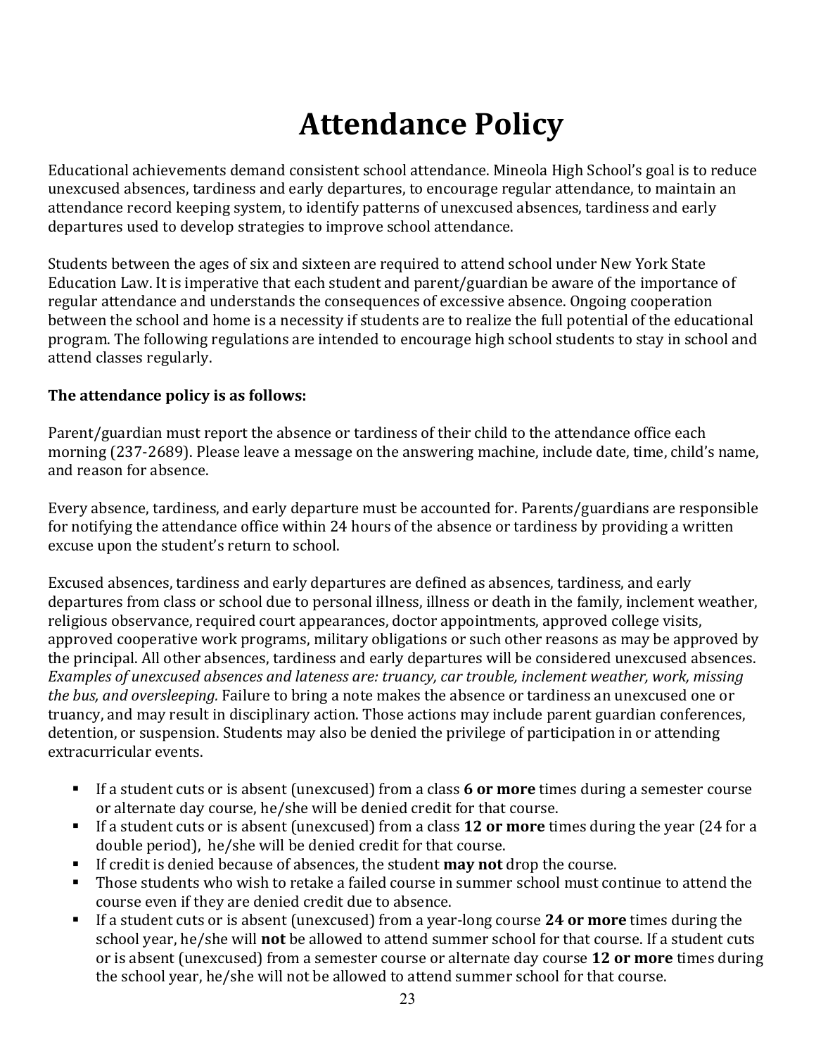# Attendance Policy

Educational achievements demand consistent school attendance. Mineola High School's goal is to reduce unexcused absences, tardiness and early departures, to encourage regular attendance, to maintain an attendance record keeping system, to identify patterns of unexcused absences, tardiness and early departures used to develop strategies to improve school attendance.

Students between the ages of six and sixteen are required to attend school under New York State Education Law. It is imperative that each student and parent/guardian be aware of the importance of regular attendance and understands the consequences of excessive absence. Ongoing cooperation between the school and home is a necessity if students are to realize the full potential of the educational program. The following regulations are intended to encourage high school students to stay in school and attend classes regularly.

**The attendance policy is as follows:**

Parent/guardian must report the absence or tardiness of their child to the attendance office each morning (237-2689). Please leave a message on the answering machine, include date, time, child's name, and reason for absence.

Every absence, tardiness, and early departure must be accounted for. Parents/guardians are responsible for notifying the attendance office within 24 hours of the absence or tardiness by providing a written excuse upon the student's return to school.

Excused absences, tardiness and early departures are defined as absences, tardiness, and early departures from class or school due to personal illness, illness or death in the family, inclement weather, religious observance, required court appearances, doctor appointments, approved college visits, approved cooperative work programs, military obligations or such other reasons as may be approved by the principal. All other absences, tardiness and early departures will be considered unexcused absences. *Examples of unexcused absences and lateness are: truancy, car trouble, inclement weather, work, missing the bus, and oversleeping.* Failure to bring a note makes the absence or tardiness an unexcused one or truancy, and may result in disciplinary action. Those actions may include parent guardian conferences, detention, or suspension. Students may also be denied the privilege of participation in or attending extracurricular events.

- If a student cuts or is absent (unexcused) from a class **6 or more** times during a semester course or alternate day course, he/she will be denied credit for that course.
- If a student cuts or is absent (unexcused) from a class **12 or more** times during the year (24 for a double period), he/she will be denied credit for that course.
- If credit is denied because of absences, the student **may not** drop the course.
- Those students who wish to retake a failed course in summer school must continue to attend the course even if they are denied credit due to absence.
- If a student cuts or is absent (unexcused) from a year-long course **24 or more** times during the school year, he/she will **not** be allowed to attend summer school for that course. If a student cuts or is absent (unexcused) from a semester course or alternate day course **12 or more** times during the school year, he/she will not be allowed to attend summer school for that course.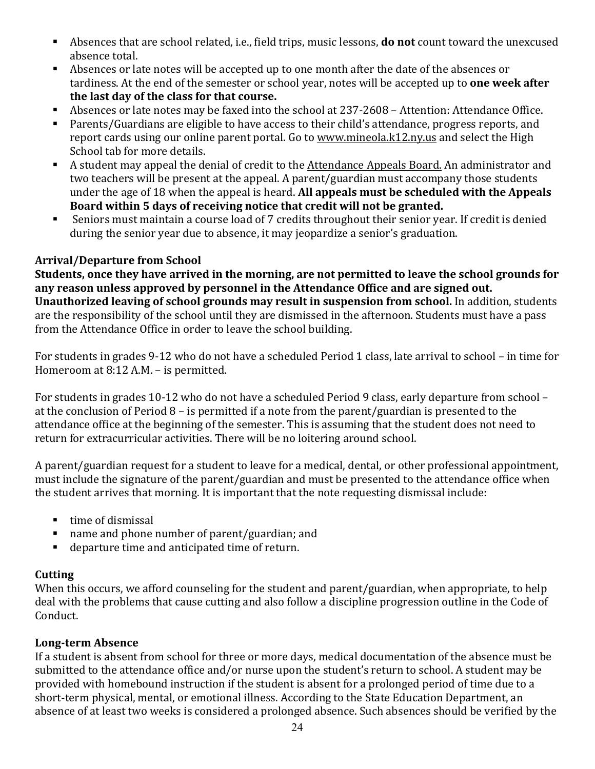- Absences that are school related, i.e., field trips, music lessons, **do not** count toward the unexcused absence total.
- Absences or late notes will be accepted up to one month after the date of the absences or tardiness. At the end of the semester or school year, notes will be accepted up to **one week after the last day of the class for that course.**
- Absences or late notes may be faxed into the school at 237-2608 – Attention: Attendance Office.
- Parents/Guardians are eligible to have access to their child's attendance, progress reports, and report cards using our online parent portal. Go to www.mineola.k12.ny.us and select the High School tab for more details.
- A student may appeal the denial of credit to the Attendance Appeals Board. An administrator and two teachers will be present at the appeal. A parent/guardian must accompany those students under the age of 18 when the appeal is heard. **All appeals must be scheduled with the Appeals Board within 5 days of receiving notice that credit will not be granted.**
- Seniors must maintain a course load of 7 credits throughout their senior year. If credit is denied during the senior year due to absence, it may jeopardize a senior's graduation.

### Arrival/Departure from School

**Students, once they have arrived in the morning, are not permitted to leave the school grounds for any reason unless approved by personnel in the Attendance Office and are signed out. Unauthorized leaving of school grounds may result in suspension from school.** In addition, students are the responsibility of the school until they are dismissed in the afternoon. Students must have a pass from the Attendance Office in order to leave the school building.

For students in grades 9-12 who do not have a scheduled Period 1 class, late arrival to school – in time for Homeroom at 8:12 A.M. – is permitted.

For students in grades 10-12 who do not have a scheduled Period 9 class, early departure from school – at the conclusion of Period 8 – is permitted if a note from the parent/guardian is presented to the attendance office at the beginning of the semester. This is assuming that the student does not need to return for extracurricular activities. There will be no loitering around school.

A parent/guardian request for a student to leave for a medical, dental, or other professional appointment, must include the signature of the parent/guardian and must be presented to the attendance office when the student arrives that morning. It is important that the note requesting dismissal include:

- time of dismissal
- name and phone number of parent/guardian; and
- departure time and anticipated time of return.

### Cutting

When this occurs, we afford counseling for the student and parent/guardian, when appropriate, to help deal with the problems that cause cutting and also follow a discipline progression outline in the Code of Conduct.

### Long-term Absence

If a student is absent from school for three or more days, medical documentation of the absence must be submitted to the attendance office and/or nurse upon the student's return to school. A student may be provided with homebound instruction if the student is absent for a prolonged period of time due to a short-term physical, mental, or emotional illness. According to the State Education Department, an absence of at least two weeks is considered a prolonged absence. Such absences should be verified by the